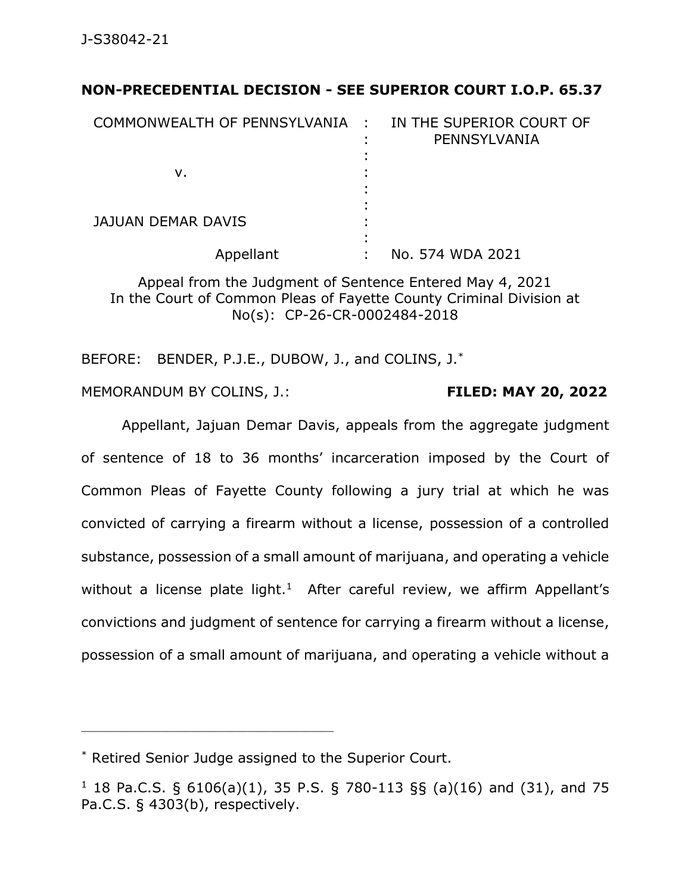**NON-PRECEDENTIAL DECISION - SEE SUPERIOR COURT I.O.P. 65.37**

| | | |
|---|---|---|
| COMMONWEALTH OF PENNSYLVANIA | : | IN THE SUPERIOR COURT OF PENNSYLVANIA |
| v. | : | |
| JAJUAN DEMAR DAVIS | : | |
| Appellant | : | No. 574 WDA 2021 |

Appeal from the Judgment of Sentence Entered May 4, 2021
In the Court of Common Pleas of Fayette County Criminal Division at No(s): CP-26-CR-0002484-2018

BEFORE: BENDER, P.J.E., DUBOW, J., and COLINS, J.*

MEMORANDUM BY COLINS, J.: **FILED: MAY 20, 2022**

Appellant, Jajuan Demar Davis, appeals from the aggregate judgment of sentence of 18 to 36 months' incarceration imposed by the Court of Common Pleas of Fayette County following a jury trial at which he was convicted of carrying a firearm without a license, possession of a controlled substance, possession of a small amount of marijuana, and operating a vehicle without a license plate light.[1] After careful review, we affirm Appellant's convictions and judgment of sentence for carrying a firearm without a license, possession of a small amount of marijuana, and operating a vehicle without a

---

\* Retired Senior Judge assigned to the Superior Court.

[1] 18 Pa.C.S. § 6106(a)(1), 35 P.S. § 780-113 §§ (a)(16) and (31), and 75 Pa.C.S. § 4303(b), respectively.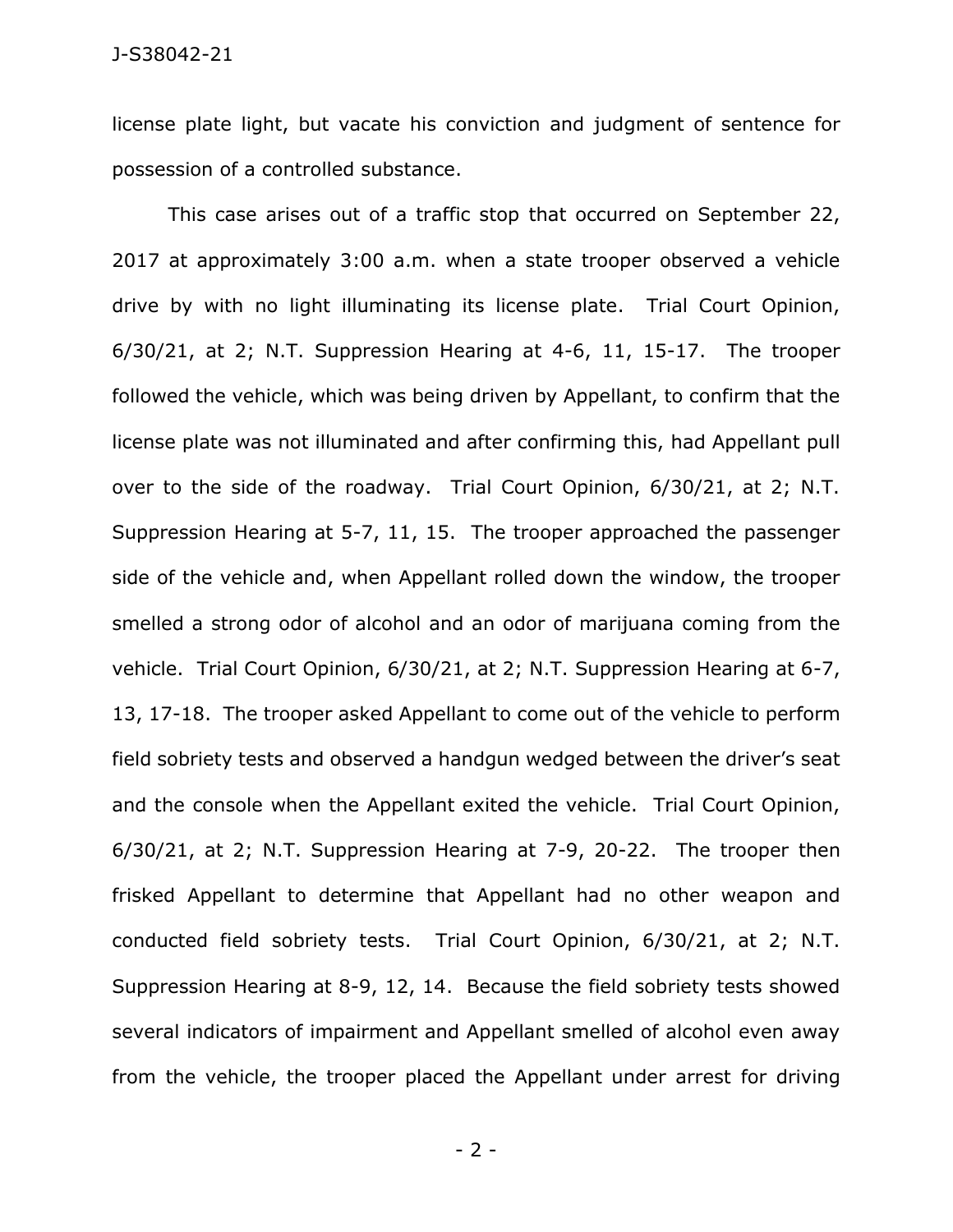license plate light, but vacate his conviction and judgment of sentence for possession of a controlled substance.

This case arises out of a traffic stop that occurred on September 22, 2017 at approximately 3:00 a.m. when a state trooper observed a vehicle drive by with no light illuminating its license plate. Trial Court Opinion, 6/30/21, at 2; N.T. Suppression Hearing at 4-6, 11, 15-17. The trooper followed the vehicle, which was being driven by Appellant, to confirm that the license plate was not illuminated and after confirming this, had Appellant pull over to the side of the roadway. Trial Court Opinion, 6/30/21, at 2; N.T. Suppression Hearing at 5-7, 11, 15. The trooper approached the passenger side of the vehicle and, when Appellant rolled down the window, the trooper smelled a strong odor of alcohol and an odor of marijuana coming from the vehicle. Trial Court Opinion, 6/30/21, at 2; N.T. Suppression Hearing at 6-7, 13, 17-18. The trooper asked Appellant to come out of the vehicle to perform field sobriety tests and observed a handgun wedged between the driver's seat and the console when the Appellant exited the vehicle. Trial Court Opinion, 6/30/21, at 2; N.T. Suppression Hearing at 7-9, 20-22. The trooper then frisked Appellant to determine that Appellant had no other weapon and conducted field sobriety tests. Trial Court Opinion, 6/30/21, at 2; N.T. Suppression Hearing at 8-9, 12, 14. Because the field sobriety tests showed several indicators of impairment and Appellant smelled of alcohol even away from the vehicle, the trooper placed the Appellant under arrest for driving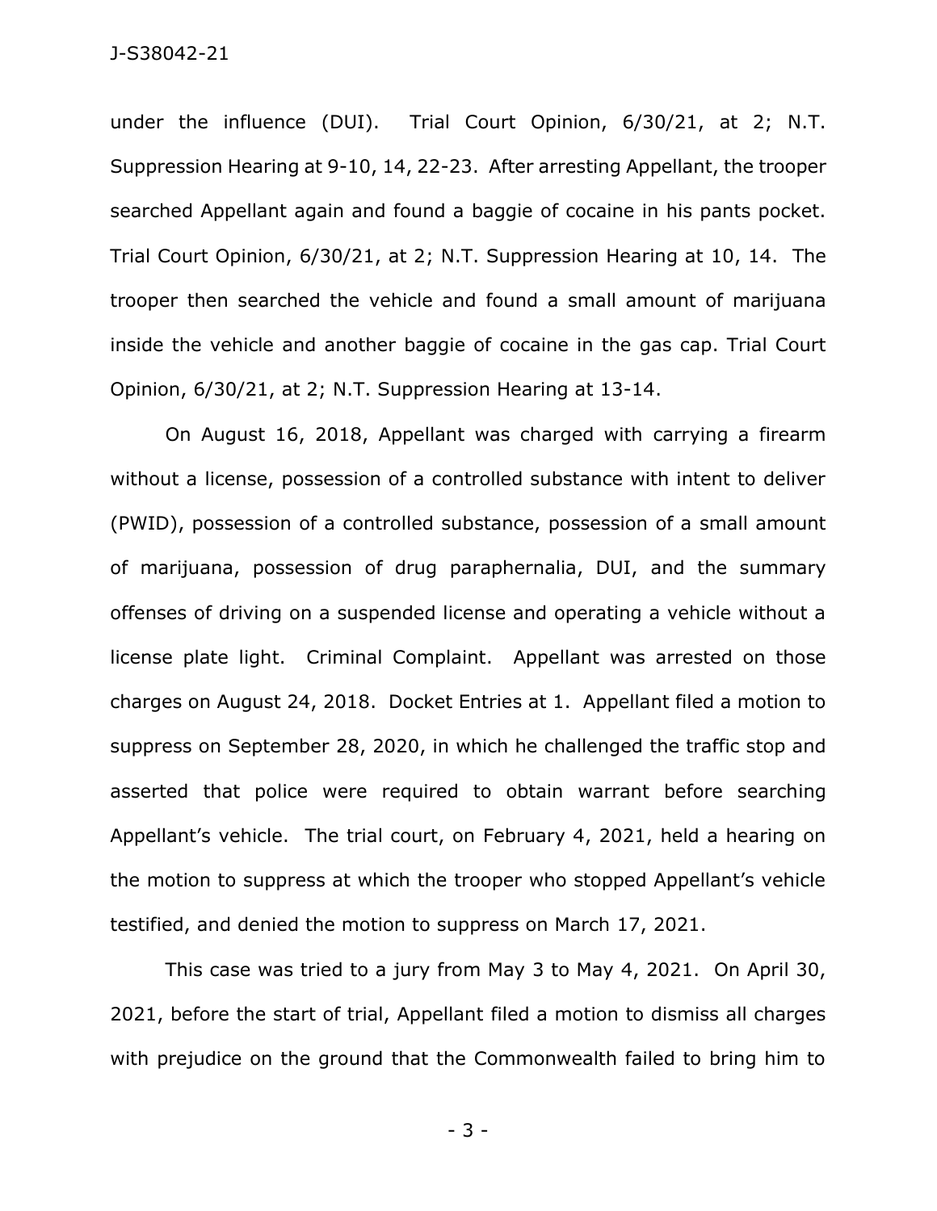under the influence (DUI). Trial Court Opinion, 6/30/21, at 2; N.T. Suppression Hearing at 9-10, 14, 22-23. After arresting Appellant, the trooper searched Appellant again and found a baggie of cocaine in his pants pocket. Trial Court Opinion, 6/30/21, at 2; N.T. Suppression Hearing at 10, 14. The trooper then searched the vehicle and found a small amount of marijuana inside the vehicle and another baggie of cocaine in the gas cap. Trial Court Opinion, 6/30/21, at 2; N.T. Suppression Hearing at 13-14.

On August 16, 2018, Appellant was charged with carrying a firearm without a license, possession of a controlled substance with intent to deliver (PWID), possession of a controlled substance, possession of a small amount of marijuana, possession of drug paraphernalia, DUI, and the summary offenses of driving on a suspended license and operating a vehicle without a license plate light. Criminal Complaint. Appellant was arrested on those charges on August 24, 2018. Docket Entries at 1. Appellant filed a motion to suppress on September 28, 2020, in which he challenged the traffic stop and asserted that police were required to obtain warrant before searching Appellant's vehicle. The trial court, on February 4, 2021, held a hearing on the motion to suppress at which the trooper who stopped Appellant's vehicle testified, and denied the motion to suppress on March 17, 2021.

This case was tried to a jury from May 3 to May 4, 2021. On April 30, 2021, before the start of trial, Appellant filed a motion to dismiss all charges with prejudice on the ground that the Commonwealth failed to bring him to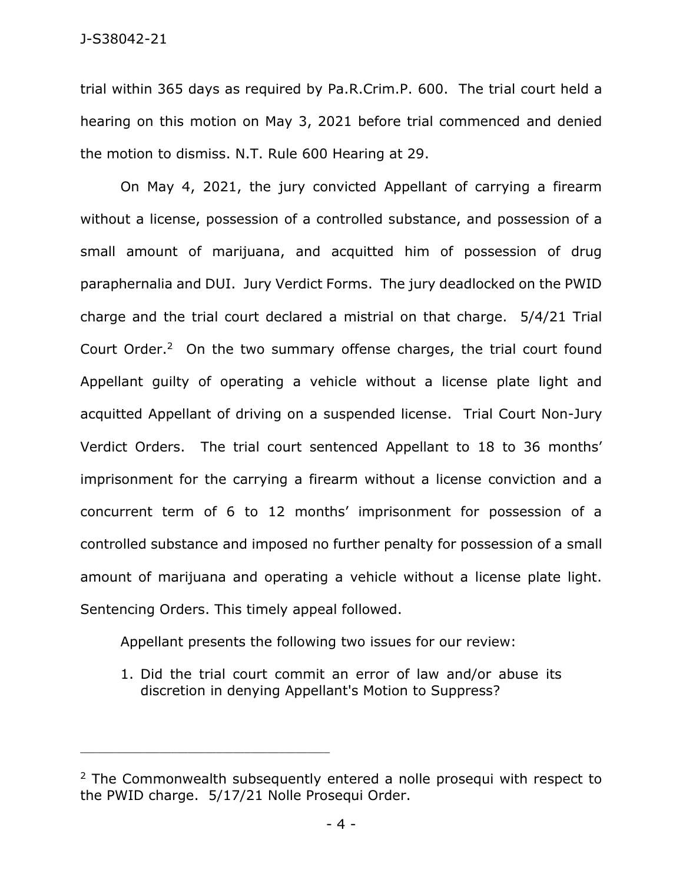trial within 365 days as required by Pa.R.Crim.P. 600. The trial court held a hearing on this motion on May 3, 2021 before trial commenced and denied the motion to dismiss. N.T. Rule 600 Hearing at 29.

On May 4, 2021, the jury convicted Appellant of carrying a firearm without a license, possession of a controlled substance, and possession of a small amount of marijuana, and acquitted him of possession of drug paraphernalia and DUI. Jury Verdict Forms. The jury deadlocked on the PWID charge and the trial court declared a mistrial on that charge. 5/4/21 Trial Court Order.[2] On the two summary offense charges, the trial court found Appellant guilty of operating a vehicle without a license plate light and acquitted Appellant of driving on a suspended license. Trial Court Non-Jury Verdict Orders. The trial court sentenced Appellant to 18 to 36 months' imprisonment for the carrying a firearm without a license conviction and a concurrent term of 6 to 12 months' imprisonment for possession of a controlled substance and imposed no further penalty for possession of a small amount of marijuana and operating a vehicle without a license plate light. Sentencing Orders. This timely appeal followed.

Appellant presents the following two issues for our review:

1. Did the trial court commit an error of law and/or abuse its discretion in denying Appellant's Motion to Suppress?

---

[2] The Commonwealth subsequently entered a nolle prosequi with respect to the PWID charge. 5/17/21 Nolle Prosequi Order.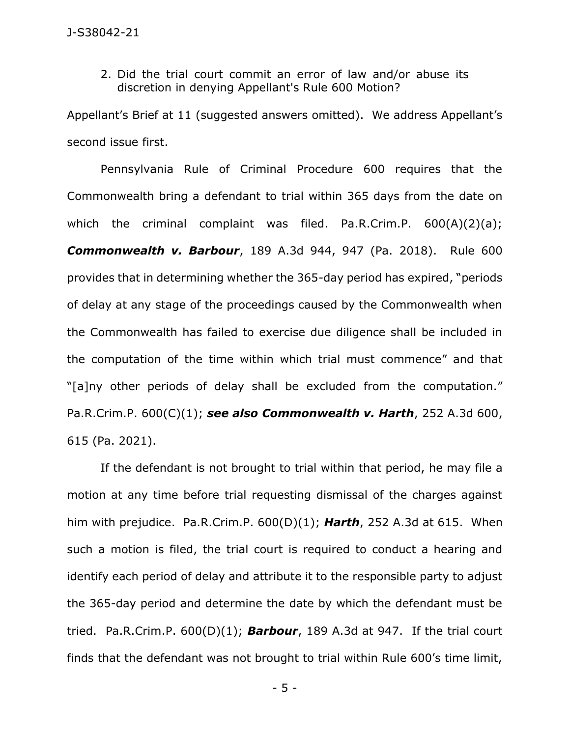2. Did the trial court commit an error of law and/or abuse its discretion in denying Appellant's Rule 600 Motion?

Appellant's Brief at 11 (suggested answers omitted). We address Appellant's second issue first.

Pennsylvania Rule of Criminal Procedure 600 requires that the Commonwealth bring a defendant to trial within 365 days from the date on which the criminal complaint was filed. Pa.R.Crim.P. 600(A)(2)(a); ***Commonwealth v. Barbour***, 189 A.3d 944, 947 (Pa. 2018). Rule 600 provides that in determining whether the 365-day period has expired, "periods of delay at any stage of the proceedings caused by the Commonwealth when the Commonwealth has failed to exercise due diligence shall be included in the computation of the time within which trial must commence" and that "[a]ny other periods of delay shall be excluded from the computation." Pa.R.Crim.P. 600(C)(1); ***see also Commonwealth v. Harth***, 252 A.3d 600, 615 (Pa. 2021).

If the defendant is not brought to trial within that period, he may file a motion at any time before trial requesting dismissal of the charges against him with prejudice. Pa.R.Crim.P. 600(D)(1); ***Harth***, 252 A.3d at 615. When such a motion is filed, the trial court is required to conduct a hearing and identify each period of delay and attribute it to the responsible party to adjust the 365-day period and determine the date by which the defendant must be tried. Pa.R.Crim.P. 600(D)(1); ***Barbour***, 189 A.3d at 947. If the trial court finds that the defendant was not brought to trial within Rule 600's time limit,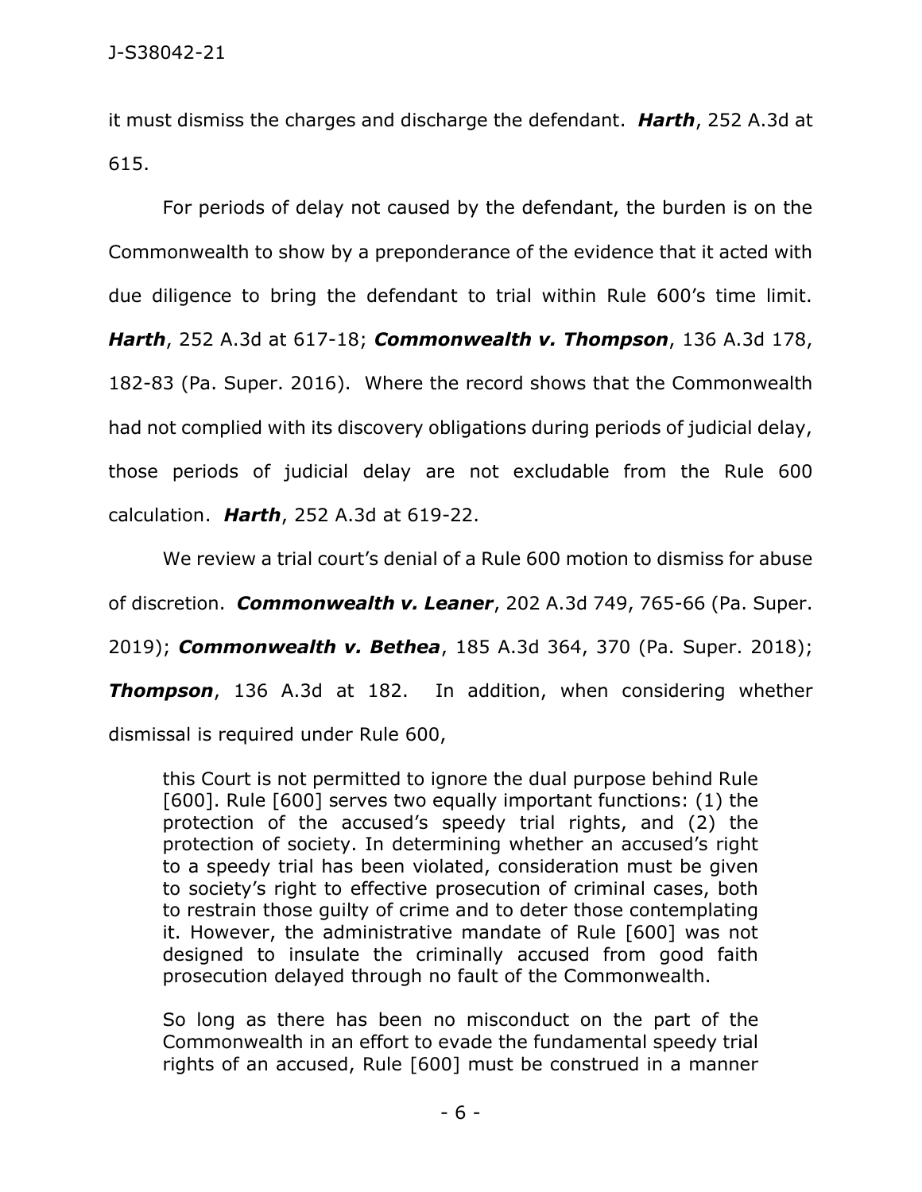it must dismiss the charges and discharge the defendant. ***Harth***, 252 A.3d at 615.

For periods of delay not caused by the defendant, the burden is on the Commonwealth to show by a preponderance of the evidence that it acted with due diligence to bring the defendant to trial within Rule 600's time limit. ***Harth***, 252 A.3d at 617-18; ***Commonwealth v. Thompson***, 136 A.3d 178, 182-83 (Pa. Super. 2016). Where the record shows that the Commonwealth had not complied with its discovery obligations during periods of judicial delay, those periods of judicial delay are not excludable from the Rule 600 calculation. ***Harth***, 252 A.3d at 619-22.

We review a trial court's denial of a Rule 600 motion to dismiss for abuse of discretion. ***Commonwealth v. Leaner***, 202 A.3d 749, 765-66 (Pa. Super. 2019); ***Commonwealth v. Bethea***, 185 A.3d 364, 370 (Pa. Super. 2018); ***Thompson***, 136 A.3d at 182. In addition, when considering whether dismissal is required under Rule 600,

> this Court is not permitted to ignore the dual purpose behind Rule [600]. Rule [600] serves two equally important functions: (1) the protection of the accused's speedy trial rights, and (2) the protection of society. In determining whether an accused's right to a speedy trial has been violated, consideration must be given to society's right to effective prosecution of criminal cases, both to restrain those guilty of crime and to deter those contemplating it. However, the administrative mandate of Rule [600] was not designed to insulate the criminally accused from good faith prosecution delayed through no fault of the Commonwealth.
>
> So long as there has been no misconduct on the part of the Commonwealth in an effort to evade the fundamental speedy trial rights of an accused, Rule [600] must be construed in a manner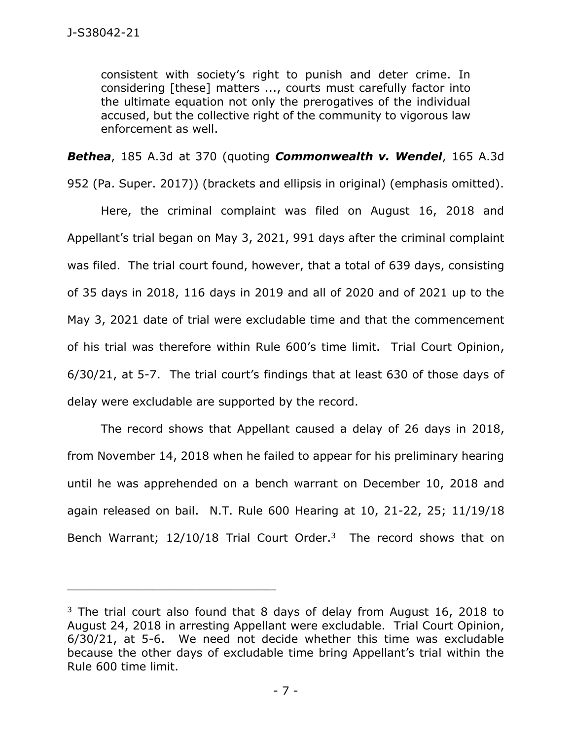> consistent with society's right to punish and deter crime. In considering [these] matters ..., courts must carefully factor into the ultimate equation not only the prerogatives of the individual accused, but the collective right of the community to vigorous law enforcement as well.

***Bethea***, 185 A.3d at 370 (quoting ***Commonwealth v. Wendel***, 165 A.3d 952 (Pa. Super. 2017)) (brackets and ellipsis in original) (emphasis omitted).

Here, the criminal complaint was filed on August 16, 2018 and Appellant's trial began on May 3, 2021, 991 days after the criminal complaint was filed. The trial court found, however, that a total of 639 days, consisting of 35 days in 2018, 116 days in 2019 and all of 2020 and of 2021 up to the May 3, 2021 date of trial were excludable time and that the commencement of his trial was therefore within Rule 600's time limit. Trial Court Opinion, 6/30/21, at 5-7. The trial court's findings that at least 630 of those days of delay were excludable are supported by the record.

The record shows that Appellant caused a delay of 26 days in 2018, from November 14, 2018 when he failed to appear for his preliminary hearing until he was apprehended on a bench warrant on December 10, 2018 and again released on bail. N.T. Rule 600 Hearing at 10, 21-22, 25; 11/19/18 Bench Warrant; 12/10/18 Trial Court Order.[3] The record shows that on

---

[3] The trial court also found that 8 days of delay from August 16, 2018 to August 24, 2018 in arresting Appellant were excludable. Trial Court Opinion, 6/30/21, at 5-6. We need not decide whether this time was excludable because the other days of excludable time bring Appellant's trial within the Rule 600 time limit.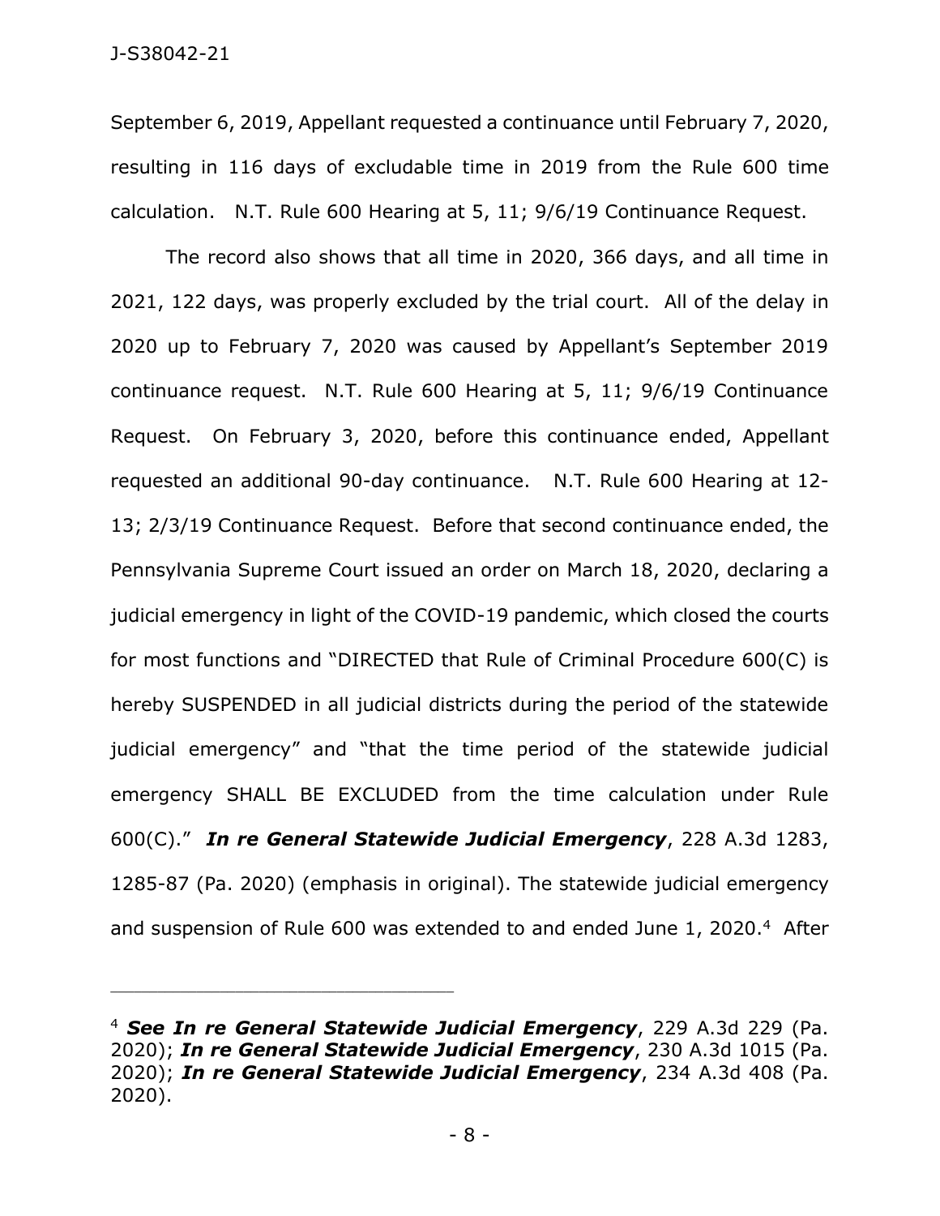September 6, 2019, Appellant requested a continuance until February 7, 2020, resulting in 116 days of excludable time in 2019 from the Rule 600 time calculation. N.T. Rule 600 Hearing at 5, 11; 9/6/19 Continuance Request.

The record also shows that all time in 2020, 366 days, and all time in 2021, 122 days, was properly excluded by the trial court. All of the delay in 2020 up to February 7, 2020 was caused by Appellant's September 2019 continuance request. N.T. Rule 600 Hearing at 5, 11; 9/6/19 Continuance Request. On February 3, 2020, before this continuance ended, Appellant requested an additional 90-day continuance. N.T. Rule 600 Hearing at 12-13; 2/3/19 Continuance Request. Before that second continuance ended, the Pennsylvania Supreme Court issued an order on March 18, 2020, declaring a judicial emergency in light of the COVID-19 pandemic, which closed the courts for most functions and "DIRECTED that Rule of Criminal Procedure 600(C) is hereby SUSPENDED in all judicial districts during the period of the statewide judicial emergency" and "that the time period of the statewide judicial emergency SHALL BE EXCLUDED from the time calculation under Rule 600(C)." ***In re General Statewide Judicial Emergency***, 228 A.3d 1283, 1285-87 (Pa. 2020) (emphasis in original). The statewide judicial emergency and suspension of Rule 600 was extended to and ended June 1, 2020.[4] After

---

[4] ***See In re General Statewide Judicial Emergency***, 229 A.3d 229 (Pa. 2020); ***In re General Statewide Judicial Emergency***, 230 A.3d 1015 (Pa. 2020); ***In re General Statewide Judicial Emergency***, 234 A.3d 408 (Pa. 2020).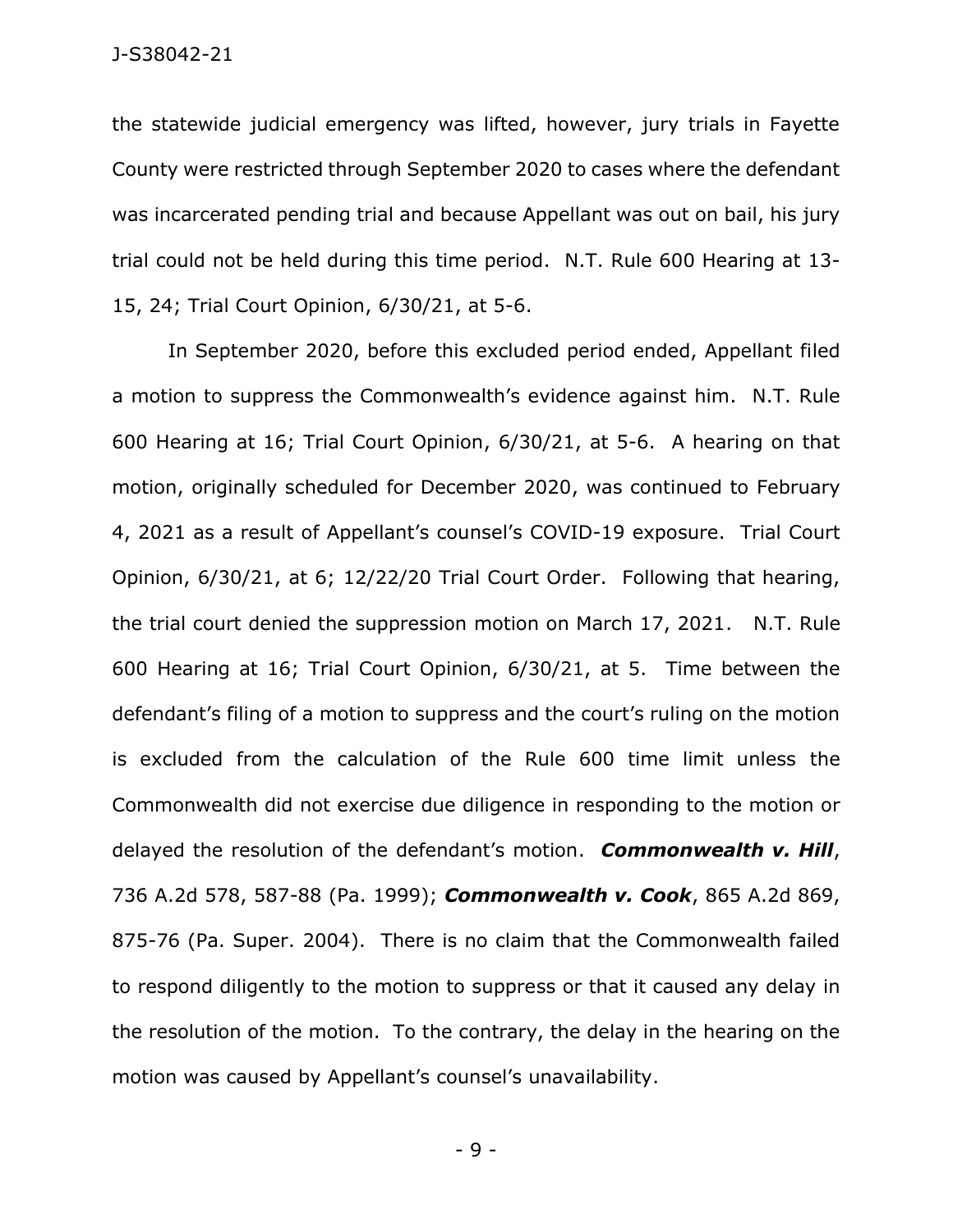the statewide judicial emergency was lifted, however, jury trials in Fayette County were restricted through September 2020 to cases where the defendant was incarcerated pending trial and because Appellant was out on bail, his jury trial could not be held during this time period. N.T. Rule 600 Hearing at 13-15, 24; Trial Court Opinion, 6/30/21, at 5-6.

In September 2020, before this excluded period ended, Appellant filed a motion to suppress the Commonwealth's evidence against him. N.T. Rule 600 Hearing at 16; Trial Court Opinion, 6/30/21, at 5-6. A hearing on that motion, originally scheduled for December 2020, was continued to February 4, 2021 as a result of Appellant's counsel's COVID-19 exposure. Trial Court Opinion, 6/30/21, at 6; 12/22/20 Trial Court Order. Following that hearing, the trial court denied the suppression motion on March 17, 2021. N.T. Rule 600 Hearing at 16; Trial Court Opinion, 6/30/21, at 5. Time between the defendant's filing of a motion to suppress and the court's ruling on the motion is excluded from the calculation of the Rule 600 time limit unless the Commonwealth did not exercise due diligence in responding to the motion or delayed the resolution of the defendant's motion. ***Commonwealth v. Hill***, 736 A.2d 578, 587-88 (Pa. 1999); ***Commonwealth v. Cook***, 865 A.2d 869, 875-76 (Pa. Super. 2004). There is no claim that the Commonwealth failed to respond diligently to the motion to suppress or that it caused any delay in the resolution of the motion. To the contrary, the delay in the hearing on the motion was caused by Appellant's counsel's unavailability.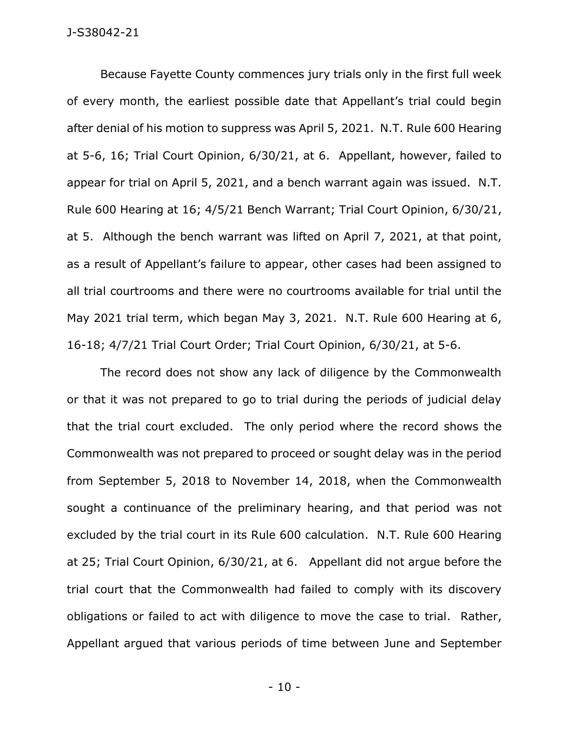Because Fayette County commences jury trials only in the first full week of every month, the earliest possible date that Appellant's trial could begin after denial of his motion to suppress was April 5, 2021. N.T. Rule 600 Hearing at 5-6, 16; Trial Court Opinion, 6/30/21, at 6. Appellant, however, failed to appear for trial on April 5, 2021, and a bench warrant again was issued. N.T. Rule 600 Hearing at 16; 4/5/21 Bench Warrant; Trial Court Opinion, 6/30/21, at 5. Although the bench warrant was lifted on April 7, 2021, at that point, as a result of Appellant's failure to appear, other cases had been assigned to all trial courtrooms and there were no courtrooms available for trial until the May 2021 trial term, which began May 3, 2021. N.T. Rule 600 Hearing at 6, 16-18; 4/7/21 Trial Court Order; Trial Court Opinion, 6/30/21, at 5-6.

The record does not show any lack of diligence by the Commonwealth or that it was not prepared to go to trial during the periods of judicial delay that the trial court excluded. The only period where the record shows the Commonwealth was not prepared to proceed or sought delay was in the period from September 5, 2018 to November 14, 2018, when the Commonwealth sought a continuance of the preliminary hearing, and that period was not excluded by the trial court in its Rule 600 calculation. N.T. Rule 600 Hearing at 25; Trial Court Opinion, 6/30/21, at 6. Appellant did not argue before the trial court that the Commonwealth had failed to comply with its discovery obligations or failed to act with diligence to move the case to trial. Rather, Appellant argued that various periods of time between June and September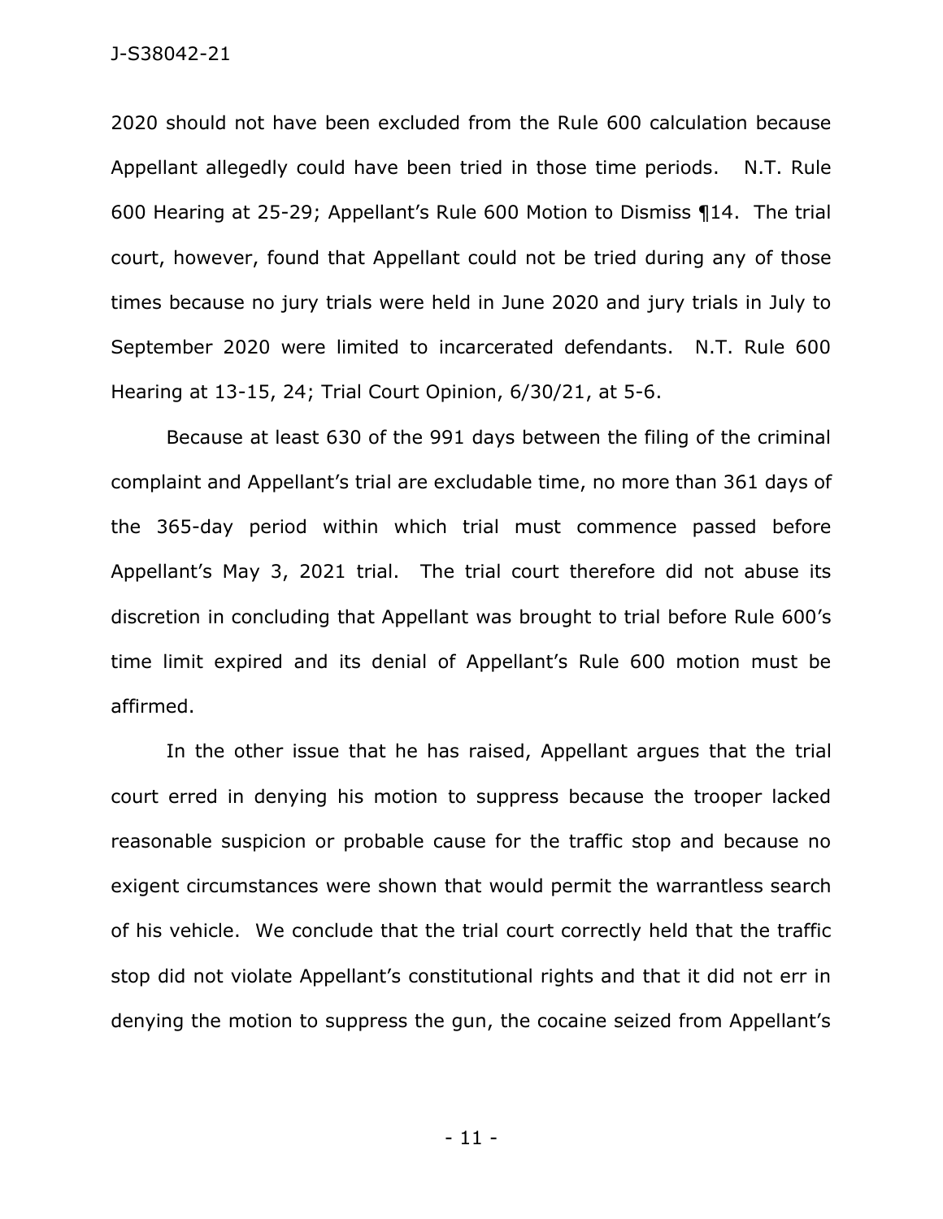2020 should not have been excluded from the Rule 600 calculation because Appellant allegedly could have been tried in those time periods. N.T. Rule 600 Hearing at 25-29; Appellant's Rule 600 Motion to Dismiss ¶14. The trial court, however, found that Appellant could not be tried during any of those times because no jury trials were held in June 2020 and jury trials in July to September 2020 were limited to incarcerated defendants. N.T. Rule 600 Hearing at 13-15, 24; Trial Court Opinion, 6/30/21, at 5-6.

Because at least 630 of the 991 days between the filing of the criminal complaint and Appellant's trial are excludable time, no more than 361 days of the 365-day period within which trial must commence passed before Appellant's May 3, 2021 trial. The trial court therefore did not abuse its discretion in concluding that Appellant was brought to trial before Rule 600's time limit expired and its denial of Appellant's Rule 600 motion must be affirmed.

In the other issue that he has raised, Appellant argues that the trial court erred in denying his motion to suppress because the trooper lacked reasonable suspicion or probable cause for the traffic stop and because no exigent circumstances were shown that would permit the warrantless search of his vehicle. We conclude that the trial court correctly held that the traffic stop did not violate Appellant's constitutional rights and that it did not err in denying the motion to suppress the gun, the cocaine seized from Appellant's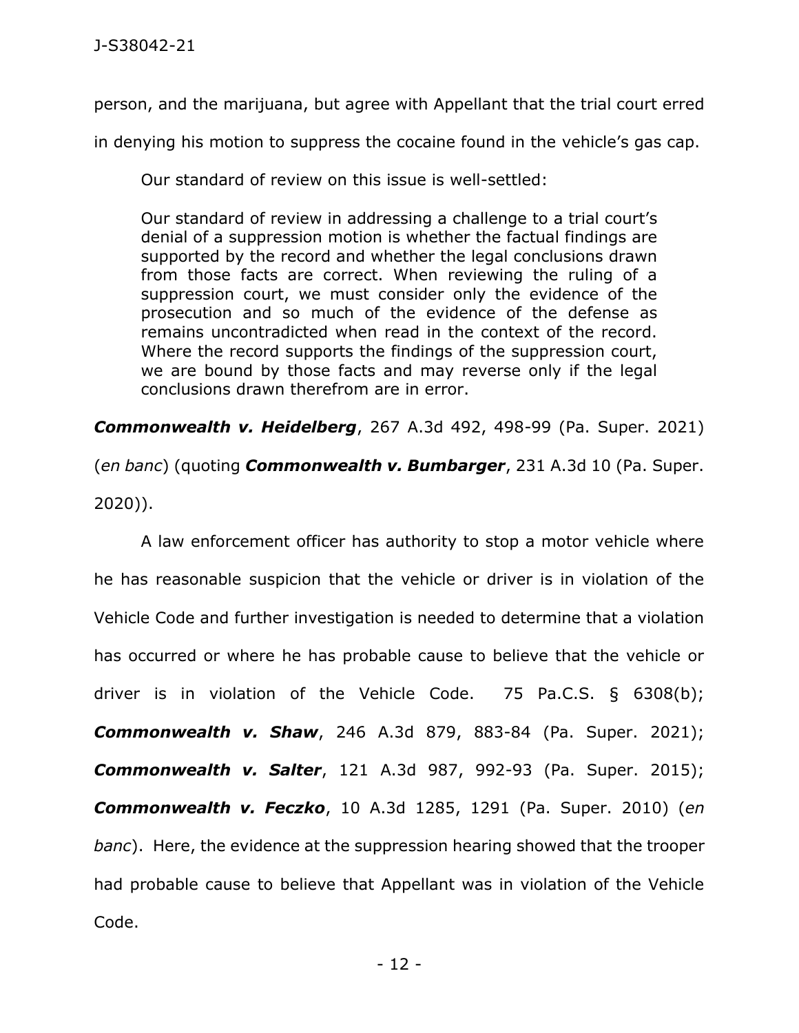person, and the marijuana, but agree with Appellant that the trial court erred in denying his motion to suppress the cocaine found in the vehicle's gas cap.

Our standard of review on this issue is well-settled:

> Our standard of review in addressing a challenge to a trial court's denial of a suppression motion is whether the factual findings are supported by the record and whether the legal conclusions drawn from those facts are correct. When reviewing the ruling of a suppression court, we must consider only the evidence of the prosecution and so much of the evidence of the defense as remains uncontradicted when read in the context of the record. Where the record supports the findings of the suppression court, we are bound by those facts and may reverse only if the legal conclusions drawn therefrom are in error.

***Commonwealth v. Heidelberg***, 267 A.3d 492, 498-99 (Pa. Super. 2021) (*en banc*) (quoting ***Commonwealth v. Bumbarger***, 231 A.3d 10 (Pa. Super. 2020)).

A law enforcement officer has authority to stop a motor vehicle where he has reasonable suspicion that the vehicle or driver is in violation of the Vehicle Code and further investigation is needed to determine that a violation has occurred or where he has probable cause to believe that the vehicle or driver is in violation of the Vehicle Code. 75 Pa.C.S. § 6308(b); ***Commonwealth v. Shaw***, 246 A.3d 879, 883-84 (Pa. Super. 2021); ***Commonwealth v. Salter***, 121 A.3d 987, 992-93 (Pa. Super. 2015); ***Commonwealth v. Feczko***, 10 A.3d 1285, 1291 (Pa. Super. 2010) (*en banc*). Here, the evidence at the suppression hearing showed that the trooper had probable cause to believe that Appellant was in violation of the Vehicle Code.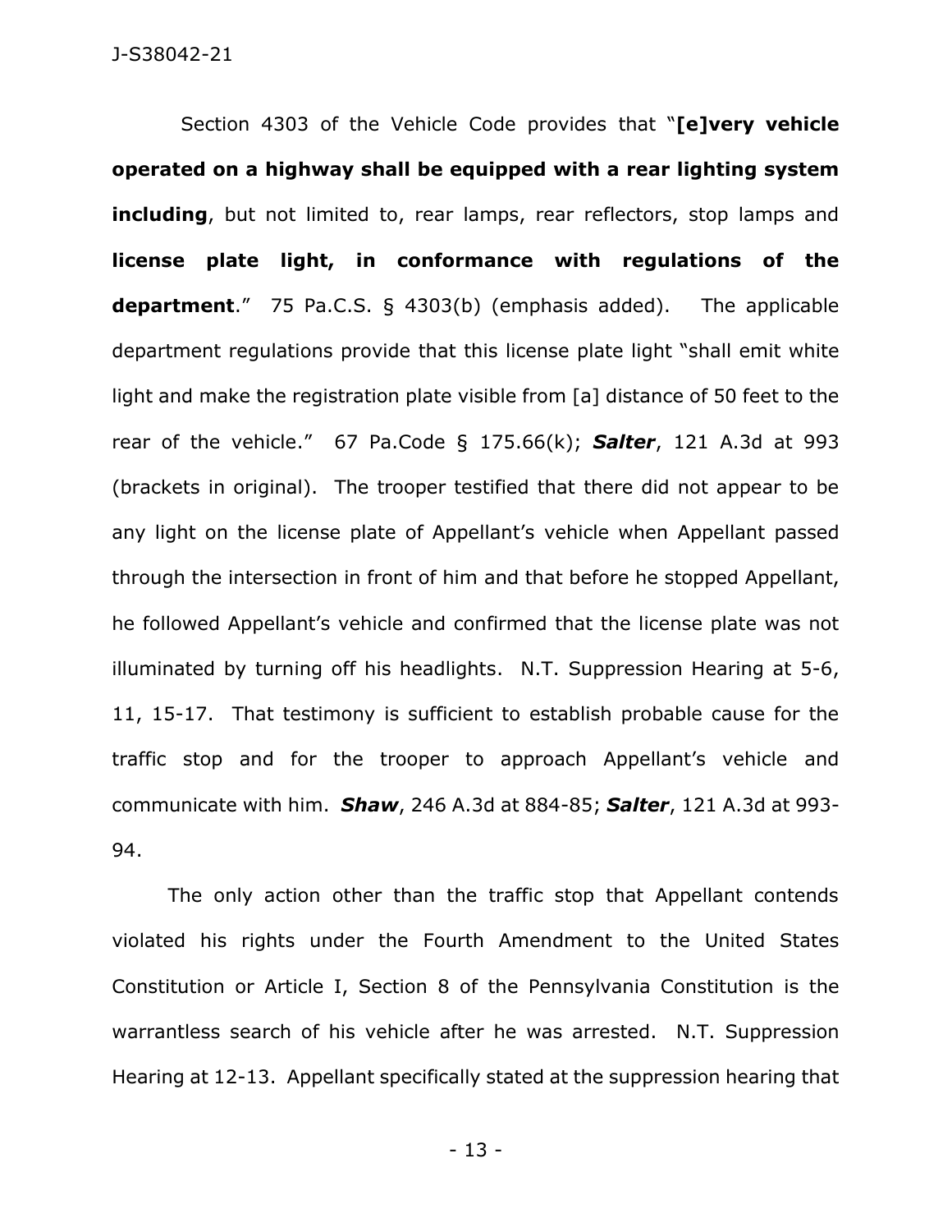Section 4303 of the Vehicle Code provides that "**[e]very vehicle operated on a highway shall be equipped with a rear lighting system including**, but not limited to, rear lamps, rear reflectors, stop lamps and **license plate light, in conformance with regulations of the department**." 75 Pa.C.S. § 4303(b) (emphasis added). The applicable department regulations provide that this license plate light "shall emit white light and make the registration plate visible from [a] distance of 50 feet to the rear of the vehicle." 67 Pa.Code § 175.66(k); ***Salter***, 121 A.3d at 993 (brackets in original). The trooper testified that there did not appear to be any light on the license plate of Appellant's vehicle when Appellant passed through the intersection in front of him and that before he stopped Appellant, he followed Appellant's vehicle and confirmed that the license plate was not illuminated by turning off his headlights. N.T. Suppression Hearing at 5-6, 11, 15-17. That testimony is sufficient to establish probable cause for the traffic stop and for the trooper to approach Appellant's vehicle and communicate with him. ***Shaw***, 246 A.3d at 884-85; ***Salter***, 121 A.3d at 993-94.

The only action other than the traffic stop that Appellant contends violated his rights under the Fourth Amendment to the United States Constitution or Article I, Section 8 of the Pennsylvania Constitution is the warrantless search of his vehicle after he was arrested. N.T. Suppression Hearing at 12-13. Appellant specifically stated at the suppression hearing that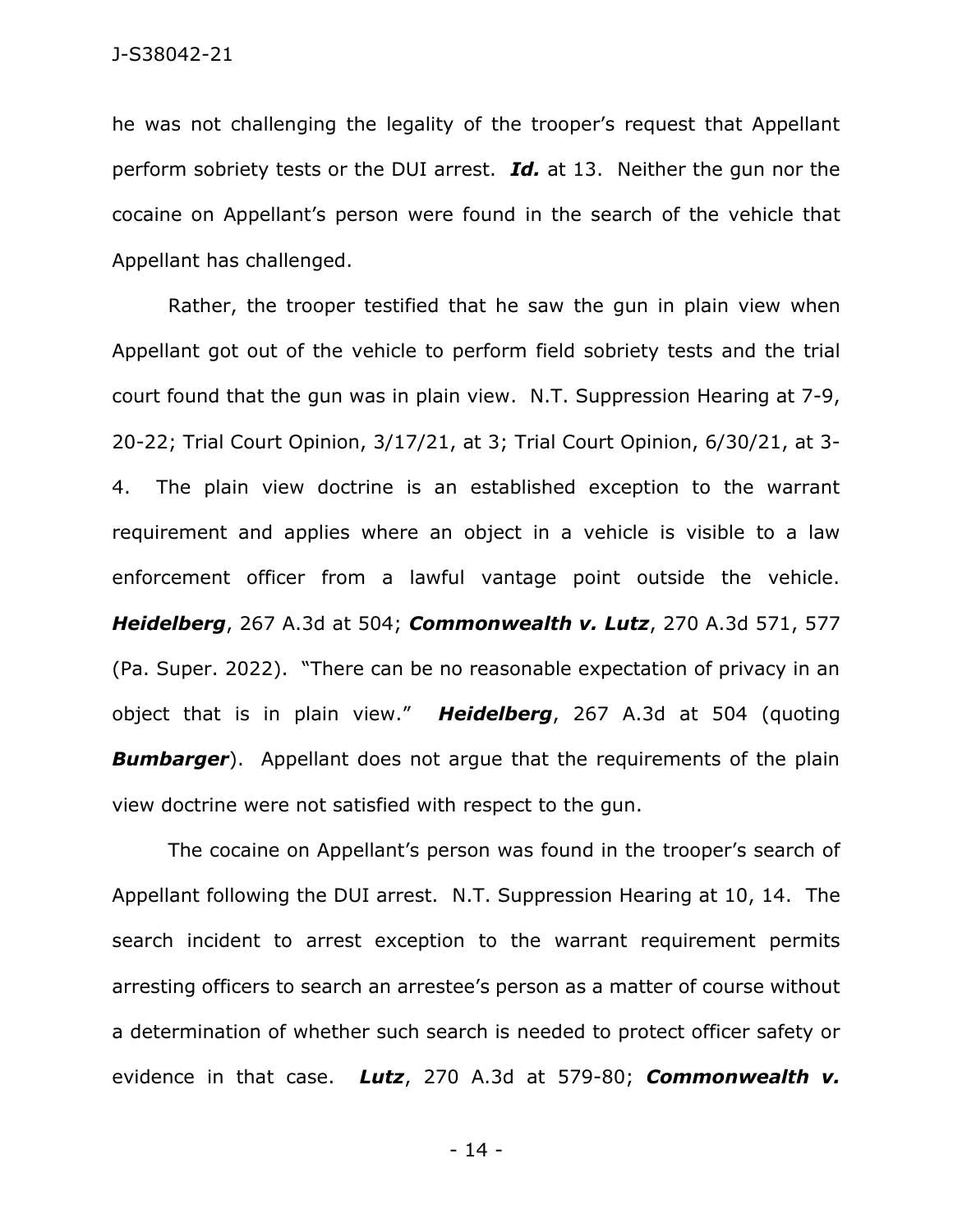he was not challenging the legality of the trooper's request that Appellant perform sobriety tests or the DUI arrest. ***Id.*** at 13. Neither the gun nor the cocaine on Appellant's person were found in the search of the vehicle that Appellant has challenged.

Rather, the trooper testified that he saw the gun in plain view when Appellant got out of the vehicle to perform field sobriety tests and the trial court found that the gun was in plain view. N.T. Suppression Hearing at 7-9, 20-22; Trial Court Opinion, 3/17/21, at 3; Trial Court Opinion, 6/30/21, at 3-4. The plain view doctrine is an established exception to the warrant requirement and applies where an object in a vehicle is visible to a law enforcement officer from a lawful vantage point outside the vehicle. ***Heidelberg***, 267 A.3d at 504; ***Commonwealth v. Lutz***, 270 A.3d 571, 577 (Pa. Super. 2022). "There can be no reasonable expectation of privacy in an object that is in plain view." ***Heidelberg***, 267 A.3d at 504 (quoting ***Bumbarger***). Appellant does not argue that the requirements of the plain view doctrine were not satisfied with respect to the gun.

The cocaine on Appellant's person was found in the trooper's search of Appellant following the DUI arrest. N.T. Suppression Hearing at 10, 14. The search incident to arrest exception to the warrant requirement permits arresting officers to search an arrestee's person as a matter of course without a determination of whether such search is needed to protect officer safety or evidence in that case. ***Lutz***, 270 A.3d at 579-80; ***Commonwealth v.***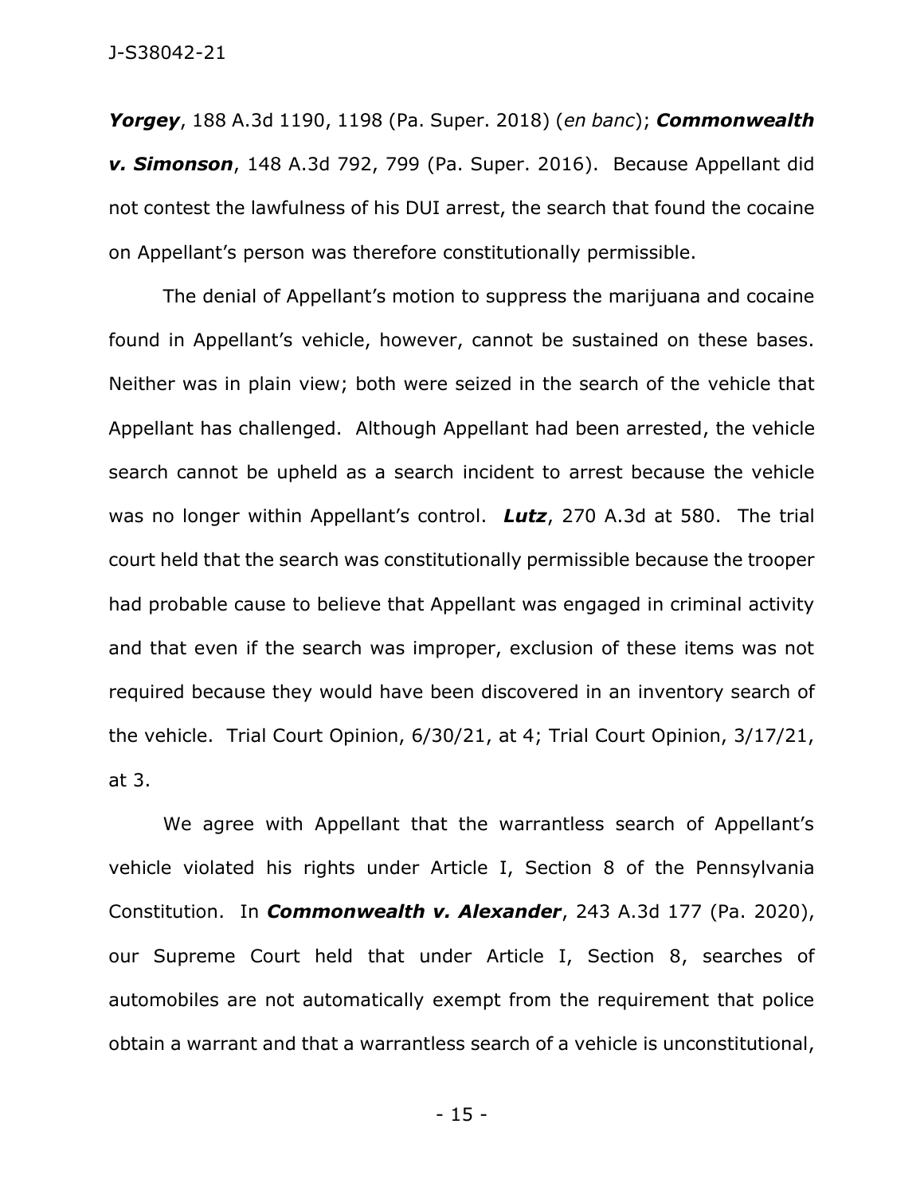***Yorgey***, 188 A.3d 1190, 1198 (Pa. Super. 2018) (*en banc*); ***Commonwealth v. Simonson***, 148 A.3d 792, 799 (Pa. Super. 2016). Because Appellant did not contest the lawfulness of his DUI arrest, the search that found the cocaine on Appellant's person was therefore constitutionally permissible.

The denial of Appellant's motion to suppress the marijuana and cocaine found in Appellant's vehicle, however, cannot be sustained on these bases. Neither was in plain view; both were seized in the search of the vehicle that Appellant has challenged. Although Appellant had been arrested, the vehicle search cannot be upheld as a search incident to arrest because the vehicle was no longer within Appellant's control. ***Lutz***, 270 A.3d at 580. The trial court held that the search was constitutionally permissible because the trooper had probable cause to believe that Appellant was engaged in criminal activity and that even if the search was improper, exclusion of these items was not required because they would have been discovered in an inventory search of the vehicle. Trial Court Opinion, 6/30/21, at 4; Trial Court Opinion, 3/17/21, at 3.

We agree with Appellant that the warrantless search of Appellant's vehicle violated his rights under Article I, Section 8 of the Pennsylvania Constitution. In ***Commonwealth v. Alexander***, 243 A.3d 177 (Pa. 2020), our Supreme Court held that under Article I, Section 8, searches of automobiles are not automatically exempt from the requirement that police obtain a warrant and that a warrantless search of a vehicle is unconstitutional,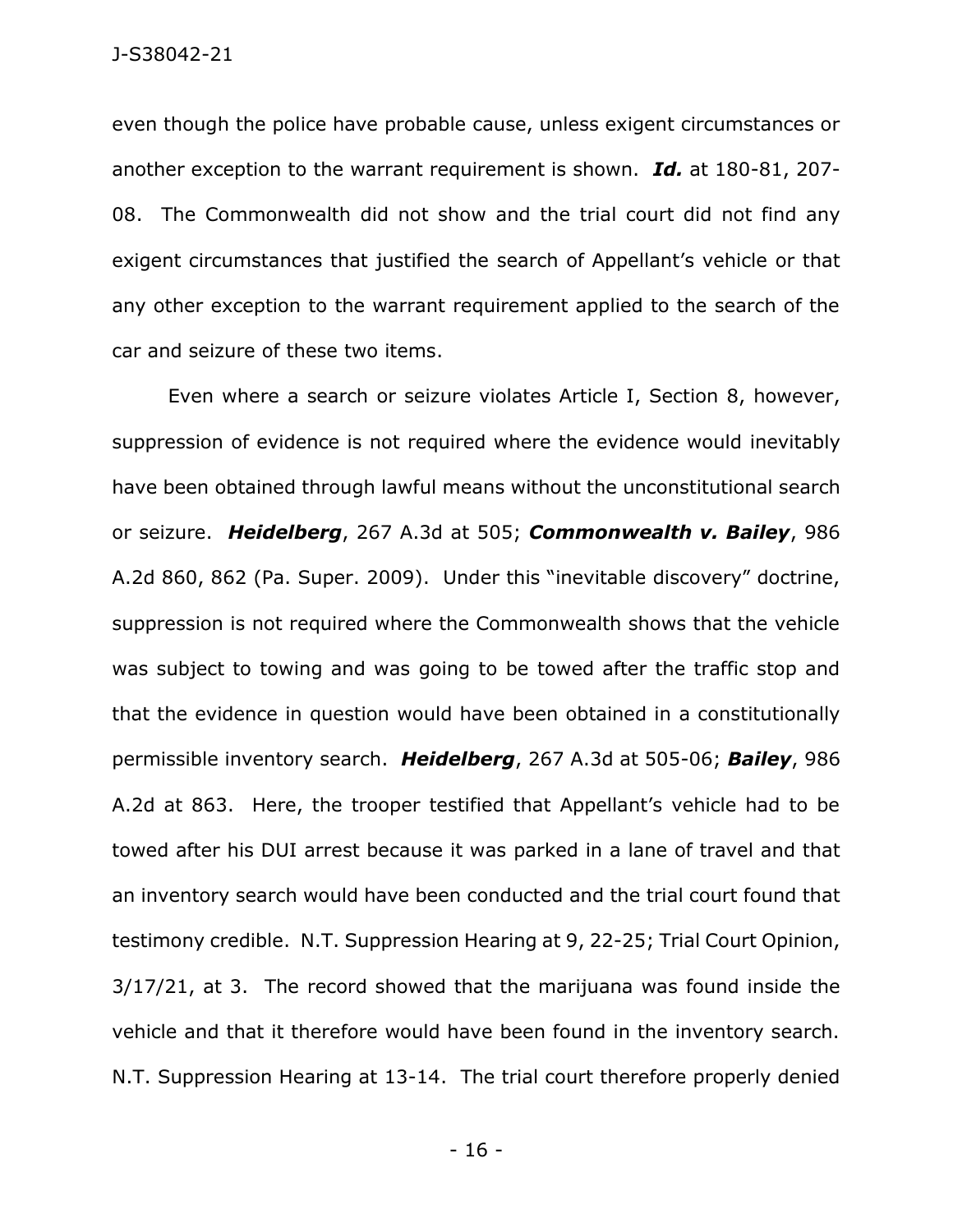even though the police have probable cause, unless exigent circumstances or another exception to the warrant requirement is shown. ***Id.*** at 180-81, 207-08. The Commonwealth did not show and the trial court did not find any exigent circumstances that justified the search of Appellant's vehicle or that any other exception to the warrant requirement applied to the search of the car and seizure of these two items.

Even where a search or seizure violates Article I, Section 8, however, suppression of evidence is not required where the evidence would inevitably have been obtained through lawful means without the unconstitutional search or seizure. ***Heidelberg***, 267 A.3d at 505; ***Commonwealth v. Bailey***, 986 A.2d 860, 862 (Pa. Super. 2009). Under this "inevitable discovery" doctrine, suppression is not required where the Commonwealth shows that the vehicle was subject to towing and was going to be towed after the traffic stop and that the evidence in question would have been obtained in a constitutionally permissible inventory search. ***Heidelberg***, 267 A.3d at 505-06; ***Bailey***, 986 A.2d at 863. Here, the trooper testified that Appellant's vehicle had to be towed after his DUI arrest because it was parked in a lane of travel and that an inventory search would have been conducted and the trial court found that testimony credible. N.T. Suppression Hearing at 9, 22-25; Trial Court Opinion, 3/17/21, at 3. The record showed that the marijuana was found inside the vehicle and that it therefore would have been found in the inventory search. N.T. Suppression Hearing at 13-14. The trial court therefore properly denied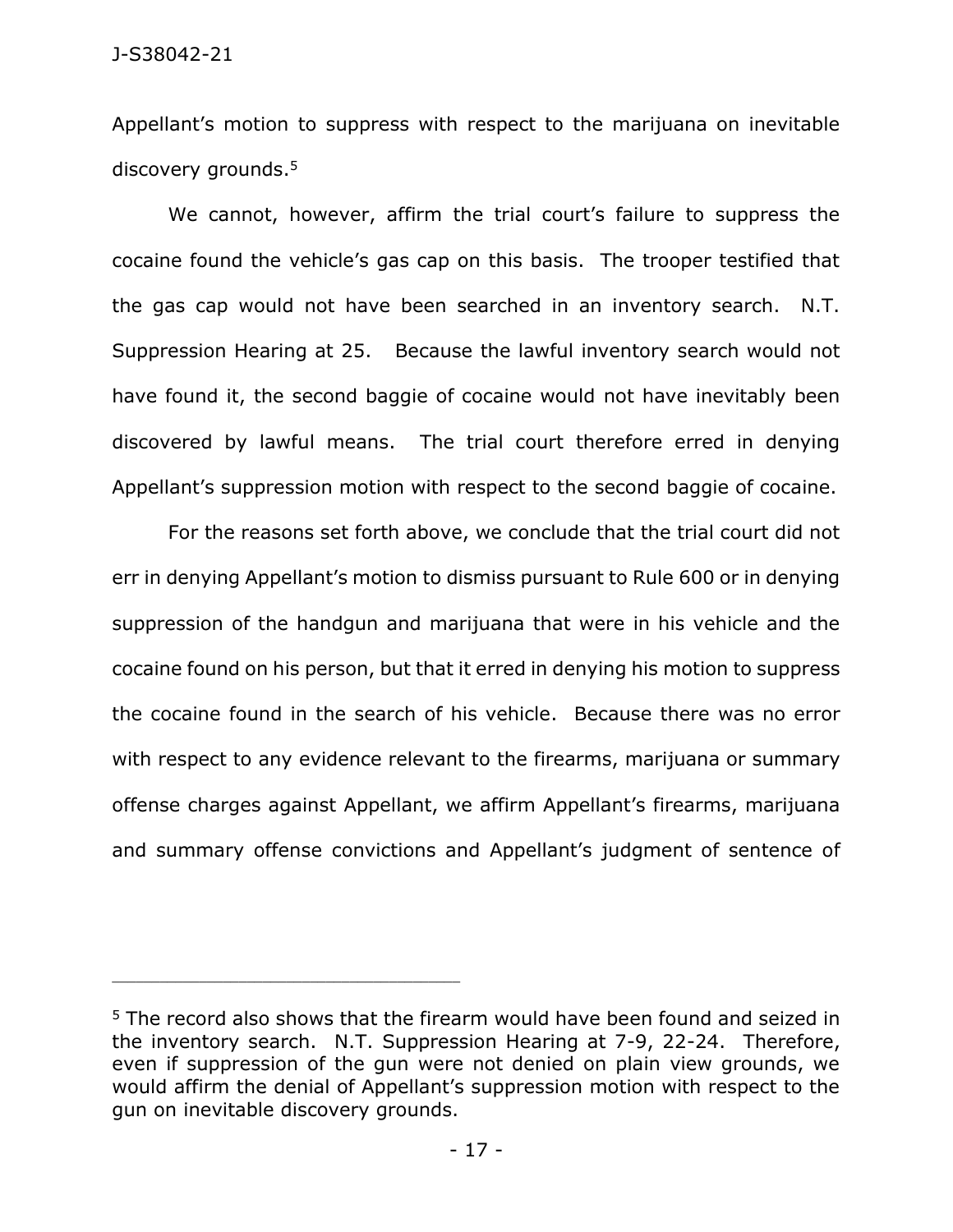Appellant's motion to suppress with respect to the marijuana on inevitable discovery grounds.[5]

We cannot, however, affirm the trial court's failure to suppress the cocaine found the vehicle's gas cap on this basis. The trooper testified that the gas cap would not have been searched in an inventory search. N.T. Suppression Hearing at 25. Because the lawful inventory search would not have found it, the second baggie of cocaine would not have inevitably been discovered by lawful means. The trial court therefore erred in denying Appellant's suppression motion with respect to the second baggie of cocaine.

For the reasons set forth above, we conclude that the trial court did not err in denying Appellant's motion to dismiss pursuant to Rule 600 or in denying suppression of the handgun and marijuana that were in his vehicle and the cocaine found on his person, but that it erred in denying his motion to suppress the cocaine found in the search of his vehicle. Because there was no error with respect to any evidence relevant to the firearms, marijuana or summary offense charges against Appellant, we affirm Appellant's firearms, marijuana and summary offense convictions and Appellant's judgment of sentence of

---

[5] The record also shows that the firearm would have been found and seized in the inventory search. N.T. Suppression Hearing at 7-9, 22-24. Therefore, even if suppression of the gun were not denied on plain view grounds, we would affirm the denial of Appellant's suppression motion with respect to the gun on inevitable discovery grounds.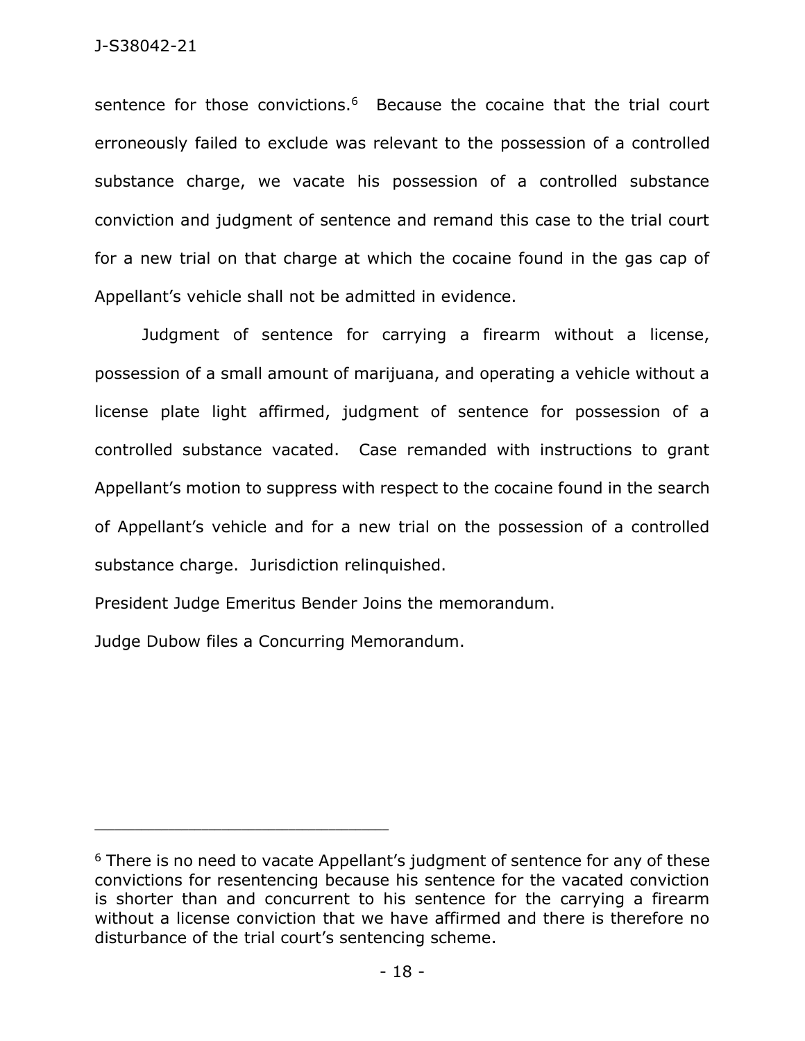sentence for those convictions.[6] Because the cocaine that the trial court erroneously failed to exclude was relevant to the possession of a controlled substance charge, we vacate his possession of a controlled substance conviction and judgment of sentence and remand this case to the trial court for a new trial on that charge at which the cocaine found in the gas cap of Appellant's vehicle shall not be admitted in evidence.

Judgment of sentence for carrying a firearm without a license, possession of a small amount of marijuana, and operating a vehicle without a license plate light affirmed, judgment of sentence for possession of a controlled substance vacated. Case remanded with instructions to grant Appellant's motion to suppress with respect to the cocaine found in the search of Appellant's vehicle and for a new trial on the possession of a controlled substance charge. Jurisdiction relinquished.

President Judge Emeritus Bender Joins the memorandum.

Judge Dubow files a Concurring Memorandum.

---

[6] There is no need to vacate Appellant's judgment of sentence for any of these convictions for resentencing because his sentence for the vacated conviction is shorter than and concurrent to his sentence for the carrying a firearm without a license conviction that we have affirmed and there is therefore no disturbance of the trial court's sentencing scheme.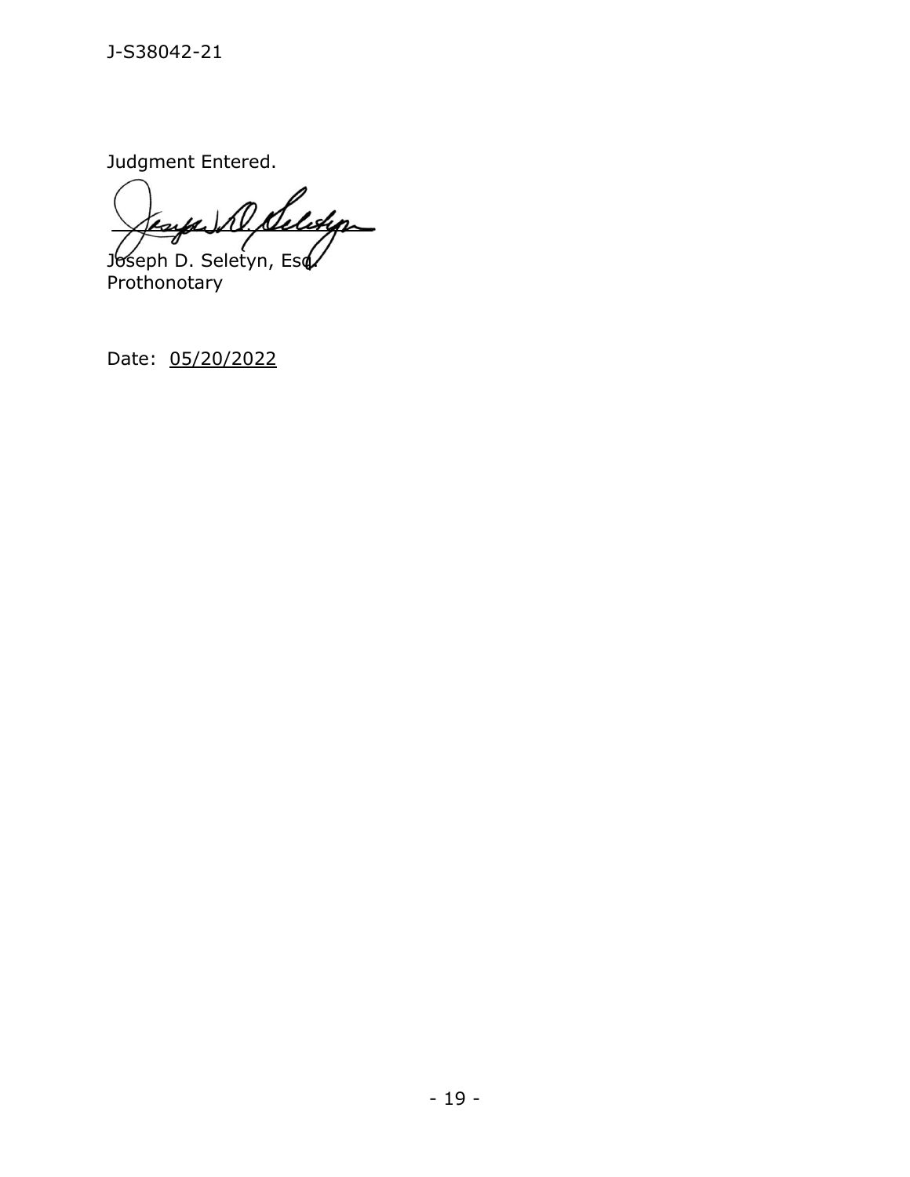Judgment Entered.

Joseph D. Seletyn, Esq.
Prothonotary

Date: 05/20/2022